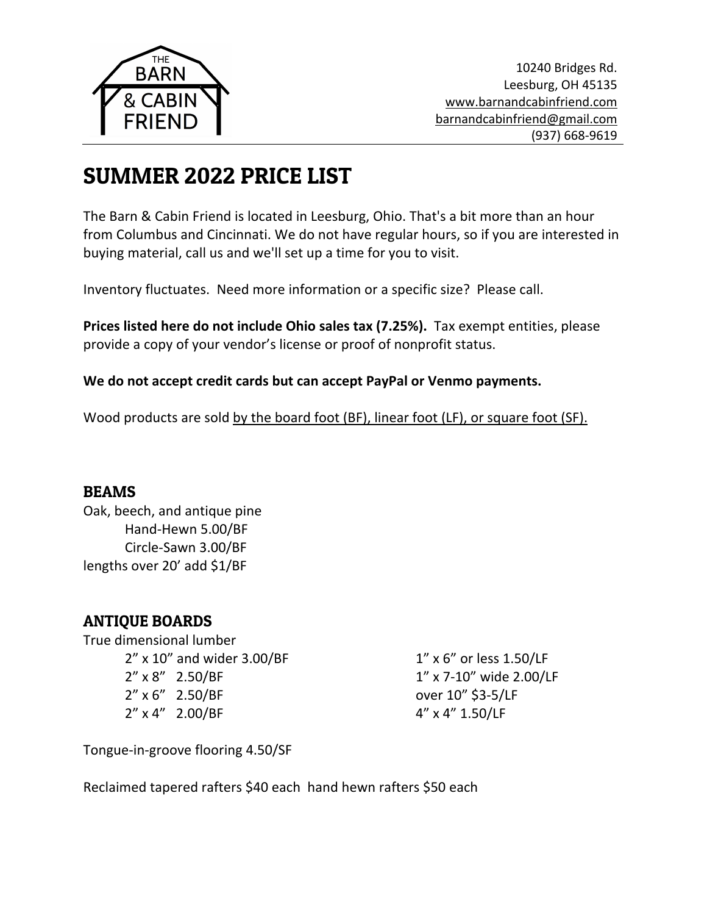THE BARN & CABIN FRIEND

10240 Bridges Rd.
Leesburg, OH 45135
www.barnandcabinfriend.com
barnandcabinfriend@gmail.com
(937) 668-9619

# SUMMER 2022 PRICE LIST

The Barn & Cabin Friend is located in Leesburg, Ohio. That's a bit more than an hour from Columbus and Cincinnati. We do not have regular hours, so if you are interested in buying material, call us and we'll set up a time for you to visit.

Inventory fluctuates. Need more information or a specific size? Please call.

**Prices listed here do not include Ohio sales tax (7.25%).** Tax exempt entities, please provide a copy of your vendor's license or proof of nonprofit status.

**We do not accept credit cards but can accept PayPal or Venmo payments.**

Wood products are sold by the board foot (BF), linear foot (LF), or square foot (SF).

## BEAMS

Oak, beech, and antique pine
- Hand-Hewn 5.00/BF
- Circle-Sawn 3.00/BF

lengths over 20' add $1/BF

## ANTIQUE BOARDS

True dimensional lumber
- 2" x 10" and wider 3.00/BF
- 2" x 8" 2.50/BF
- 2" x 6" 2.50/BF
- 2" x 4" 2.00/BF
- 1" x 6" or less 1.50/LF
- 1" x 7-10" wide 2.00/LF
- over 10" $3-5/LF
- 4" x 4" 1.50/LF

Tongue-in-groove flooring 4.50/SF

Reclaimed tapered rafters $40 each hand hewn rafters $50 each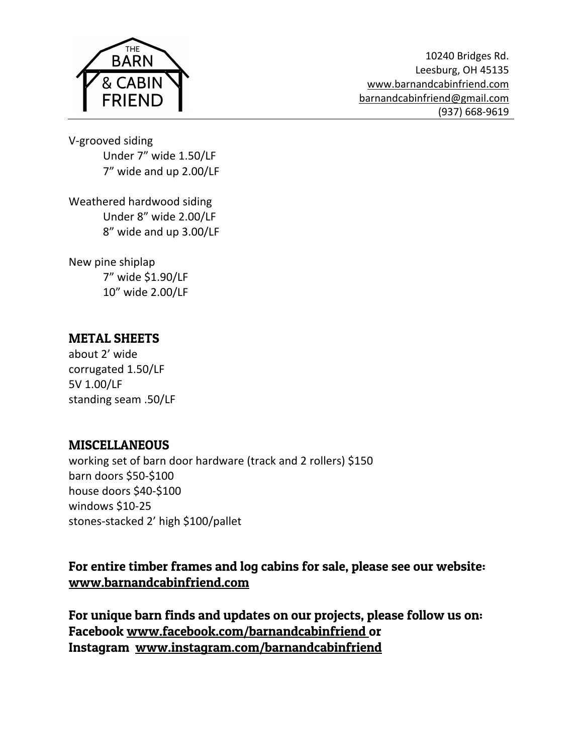V-grooved siding

- Under 7” wide 1.50/LF
- 7” wide and up 2.00/LF

Weathered hardwood siding

- Under 8” wide 2.00/LF
- 8” wide and up 3.00/LF

New pine shiplap

- 7” wide $1.90/LF
- 10” wide 2.00/LF

## METAL SHEETS

about 2’ wide
corrugated 1.50/LF
5V 1.00/LF
standing seam .50/LF

## MISCELLANEOUS

working set of barn door hardware (track and 2 rollers) $150
barn doors $50-$100
house doors $40-$100
windows $10-25
stones-stacked 2’ high $100/pallet

**For entire timber frames and log cabins for sale, please see our website: www.barnandcabinfriend.com**

**For unique barn finds and updates on our projects, please follow us on:**
**Facebook www.facebook.com/barnandcabinfriend or**
**Instagram www.instagram.com/barnandcabinfriend**